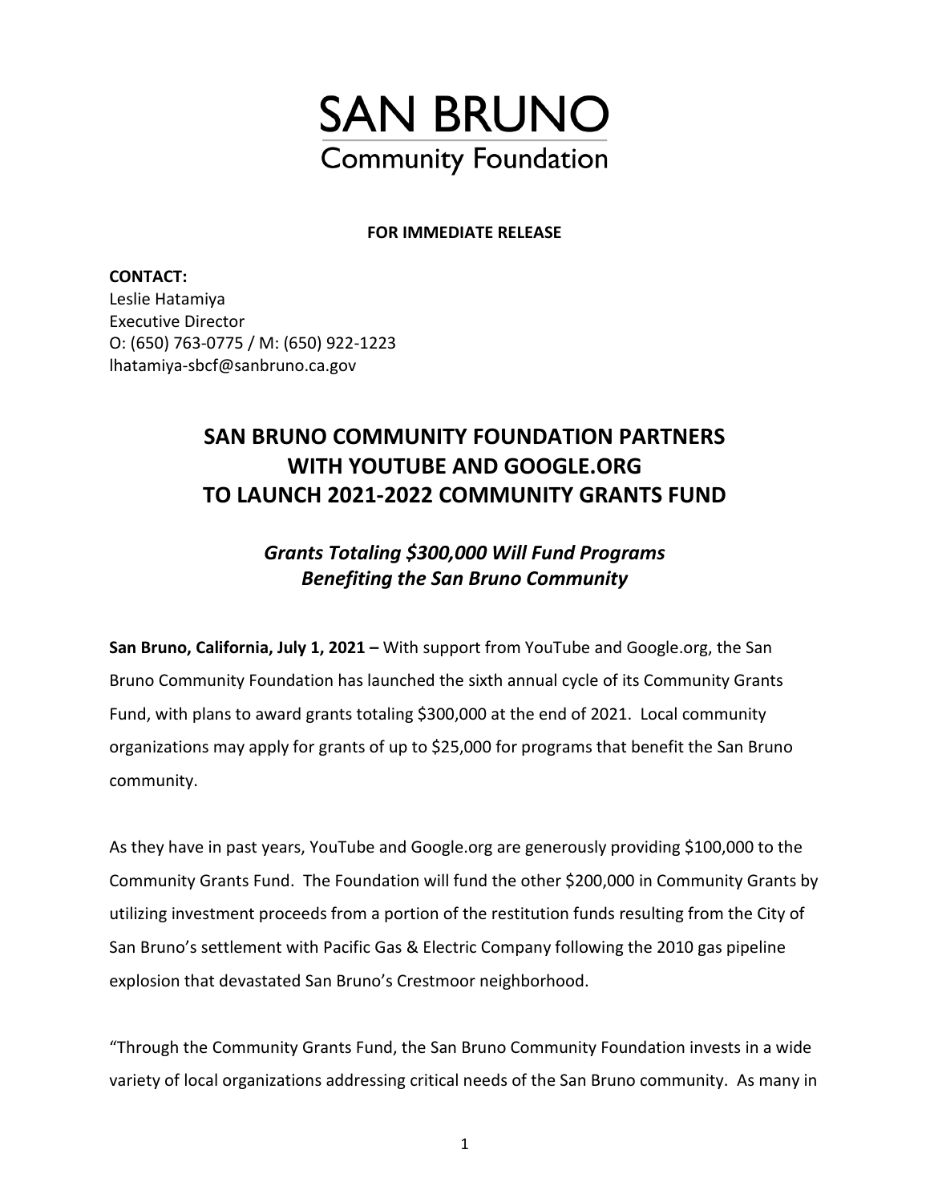# SAN BRUNO
## Community Foundation

**FOR IMMEDIATE RELEASE**

**CONTACT:**
Leslie Hatamiya
Executive Director
O: (650) 763-0775 / M: (650) 922-1223
lhatamiya-sbcf@sanbruno.ca.gov

## SAN BRUNO COMMUNITY FOUNDATION PARTNERS WITH YOUTUBE AND GOOGLE.ORG TO LAUNCH 2021-2022 COMMUNITY GRANTS FUND

### *Grants Totaling $300,000 Will Fund Programs Benefiting the San Bruno Community*

**San Bruno, California, July 1, 2021 –** With support from YouTube and Google.org, the San Bruno Community Foundation has launched the sixth annual cycle of its Community Grants Fund, with plans to award grants totaling $300,000 at the end of 2021. Local community organizations may apply for grants of up to $25,000 for programs that benefit the San Bruno community.

As they have in past years, YouTube and Google.org are generously providing $100,000 to the Community Grants Fund. The Foundation will fund the other $200,000 in Community Grants by utilizing investment proceeds from a portion of the restitution funds resulting from the City of San Bruno's settlement with Pacific Gas & Electric Company following the 2010 gas pipeline explosion that devastated San Bruno's Crestmoor neighborhood.

"Through the Community Grants Fund, the San Bruno Community Foundation invests in a wide variety of local organizations addressing critical needs of the San Bruno community. As many in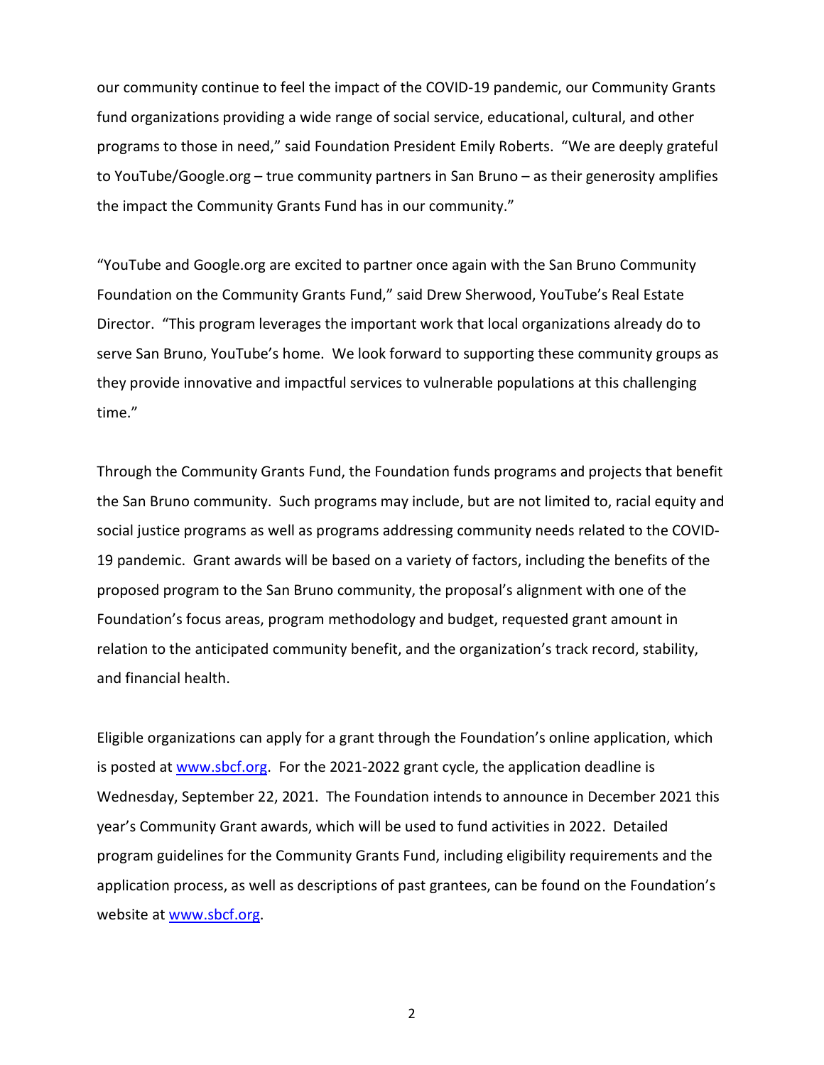our community continue to feel the impact of the COVID-19 pandemic, our Community Grants fund organizations providing a wide range of social service, educational, cultural, and other programs to those in need," said Foundation President Emily Roberts. "We are deeply grateful to YouTube/Google.org – true community partners in San Bruno – as their generosity amplifies the impact the Community Grants Fund has in our community."

"YouTube and Google.org are excited to partner once again with the San Bruno Community Foundation on the Community Grants Fund," said Drew Sherwood, YouTube's Real Estate Director. "This program leverages the important work that local organizations already do to serve San Bruno, YouTube's home. We look forward to supporting these community groups as they provide innovative and impactful services to vulnerable populations at this challenging time."

Through the Community Grants Fund, the Foundation funds programs and projects that benefit the San Bruno community. Such programs may include, but are not limited to, racial equity and social justice programs as well as programs addressing community needs related to the COVID-19 pandemic. Grant awards will be based on a variety of factors, including the benefits of the proposed program to the San Bruno community, the proposal's alignment with one of the Foundation's focus areas, program methodology and budget, requested grant amount in relation to the anticipated community benefit, and the organization's track record, stability, and financial health.

Eligible organizations can apply for a grant through the Foundation's online application, which is posted at [www.sbcf.org](http://www.sbcf.org). For the 2021-2022 grant cycle, the application deadline is Wednesday, September 22, 2021. The Foundation intends to announce in December 2021 this year's Community Grant awards, which will be used to fund activities in 2022. Detailed program guidelines for the Community Grants Fund, including eligibility requirements and the application process, as well as descriptions of past grantees, can be found on the Foundation's website at [www.sbcf.org](http://www.sbcf.org).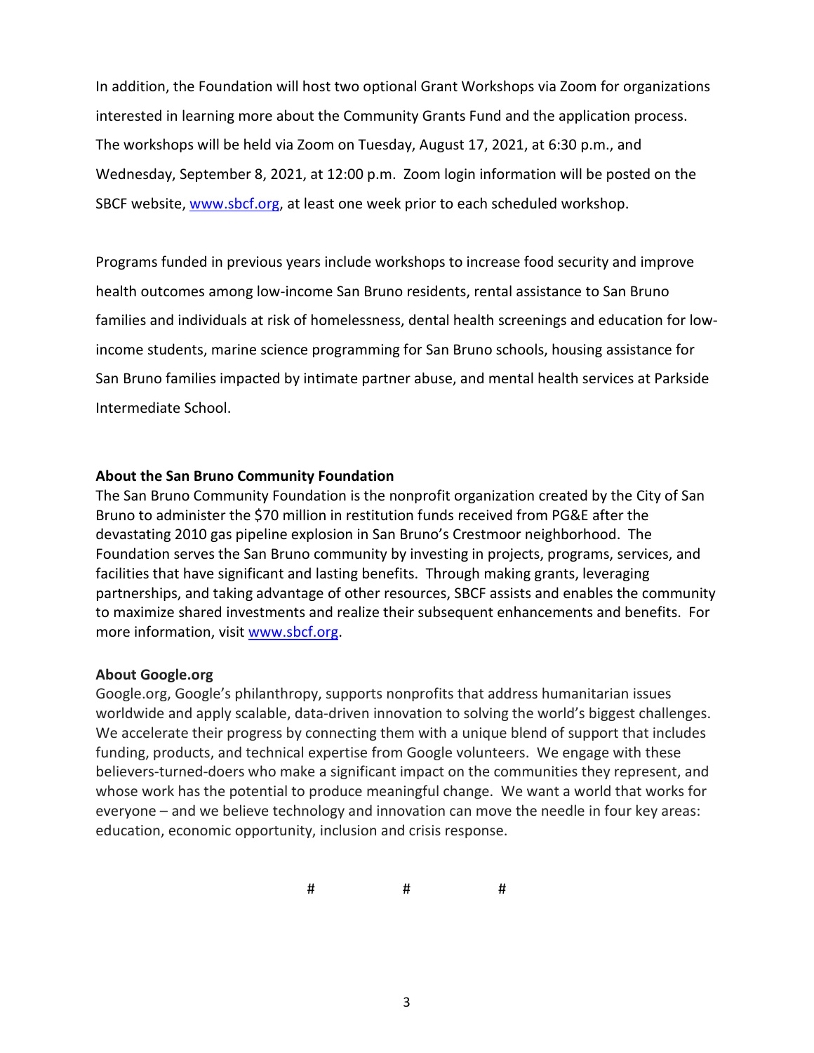In addition, the Foundation will host two optional Grant Workshops via Zoom for organizations interested in learning more about the Community Grants Fund and the application process. The workshops will be held via Zoom on Tuesday, August 17, 2021, at 6:30 p.m., and Wednesday, September 8, 2021, at 12:00 p.m. Zoom login information will be posted on the SBCF website, [www.sbcf.org](http://www.sbcf.org), at least one week prior to each scheduled workshop.

Programs funded in previous years include workshops to increase food security and improve health outcomes among low-income San Bruno residents, rental assistance to San Bruno families and individuals at risk of homelessness, dental health screenings and education for low-income students, marine science programming for San Bruno schools, housing assistance for San Bruno families impacted by intimate partner abuse, and mental health services at Parkside Intermediate School.

**About the San Bruno Community Foundation**

The San Bruno Community Foundation is the nonprofit organization created by the City of San Bruno to administer the $70 million in restitution funds received from PG&E after the devastating 2010 gas pipeline explosion in San Bruno's Crestmoor neighborhood. The Foundation serves the San Bruno community by investing in projects, programs, services, and facilities that have significant and lasting benefits. Through making grants, leveraging partnerships, and taking advantage of other resources, SBCF assists and enables the community to maximize shared investments and realize their subsequent enhancements and benefits. For more information, visit [www.sbcf.org](http://www.sbcf.org).

**About Google.org**

Google.org, Google's philanthropy, supports nonprofits that address humanitarian issues worldwide and apply scalable, data-driven innovation to solving the world's biggest challenges. We accelerate their progress by connecting them with a unique blend of support that includes funding, products, and technical expertise from Google volunteers. We engage with these believers-turned-doers who make a significant impact on the communities they represent, and whose work has the potential to produce meaningful change. We want a world that works for everyone – and we believe technology and innovation can move the needle in four key areas: education, economic opportunity, inclusion and crisis response.

# # #